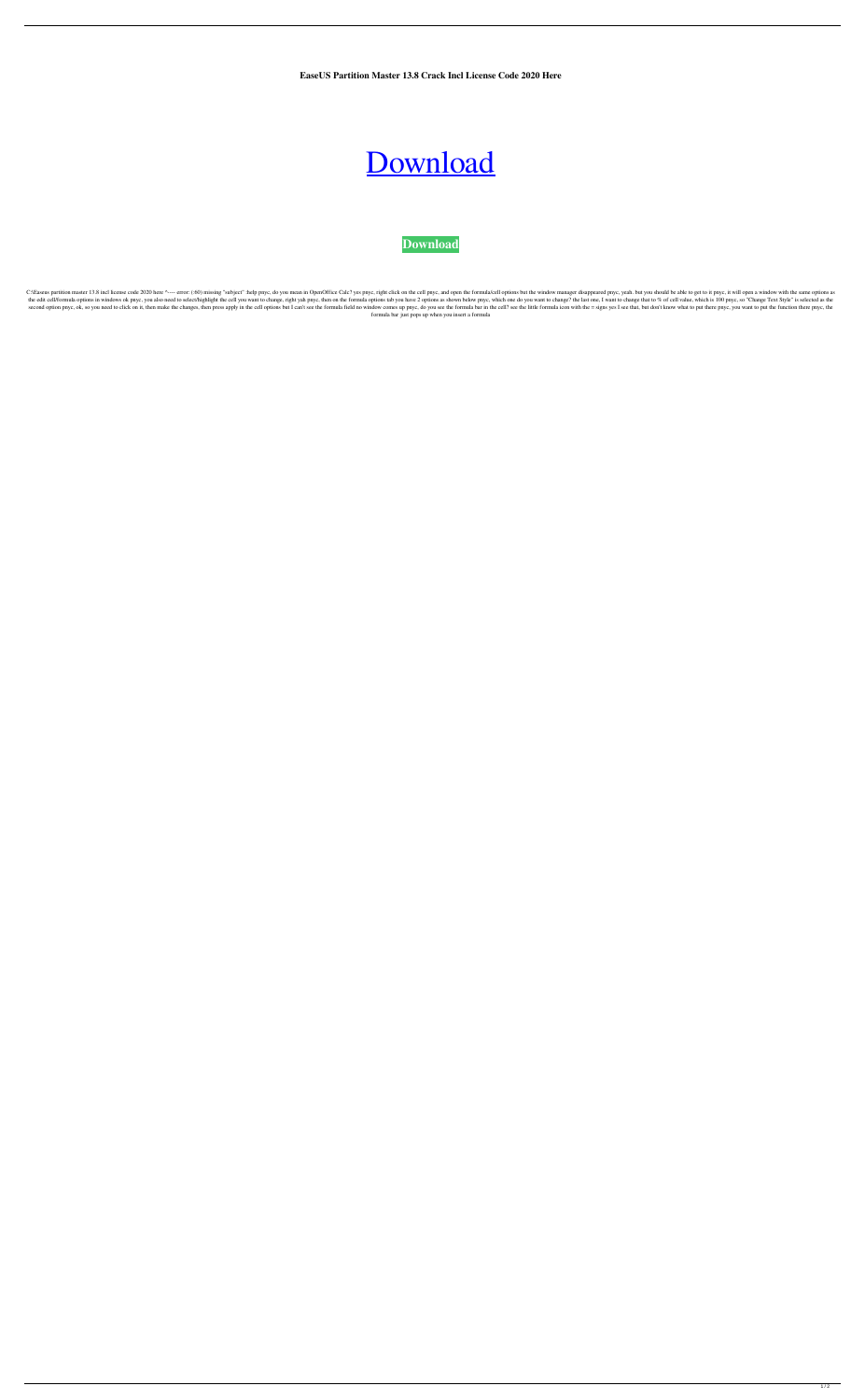**EaseUS Partition Master 13.8 Crack Incl License Code 2020 Here**

# Download

**Download**

C:\Easeus partition master 13.8 incl license code 2020 here ^---- error: (:60) missing "subject" :help pnyc, do you mean in OpenOffice Calc? yes pnyc, right click on the cell pnyc, and open the formula/cell options but the window manager disappeared pnyc, yeah, but you should be able to get to it pnyc, it will open a window with the same options as the edit cell/formula options in windows ok pnyc, you also need to select/highlight the cell you want to change, right yah pnyc, then on the formula options tab you have 2 options as shown below pnyc, which one do you want to change? the last one, I want to change that to % of cell value, which is 100 pnyc, so "Change Text Style" is selected as the second option pnyc, ok, so you need to click on it, then make the changes, then press apply in the cell options but I can't see the formula field no window comes up pnyc, do you see the formula bar in the cell? see the little formula icon with the = signs yes I see that, but don't know what to put there pnyc, you want to put the function there pnyc, the formula bar just pops up when you insert a formula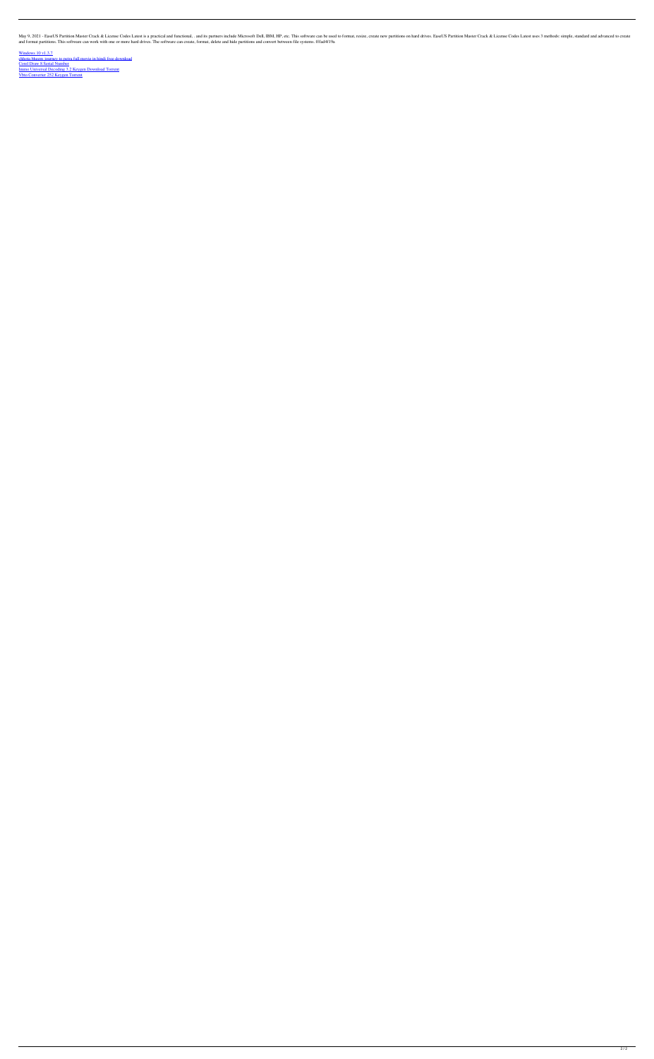May 9, 2021 - EaseUS Partition Master Crack & License Codes Latest is a practical and functional, . and its partners include Microsoft Dell, IBM, HP, etc. This software can be used to format, resize, create new partitions on hard drives. EaseUS Partition Master Crack & License Codes Latest uses 3 methods: simple, standard and advanced to create and format partitions. This software can work with one or more hard drives. The software can create, format, delete and hide partitions and convert between file systems. fffad4f19a

[Windows 10 v1.3.7](#)
[chhota bheem journey to petra full movie in hindi free download](#)
[Corel Draw 8 Serial Number](#)
[Immo Universal Decoding 3.2 Keygen Download Torrent](#)
[Vbto Converter 252 Keygen Torrent](#)